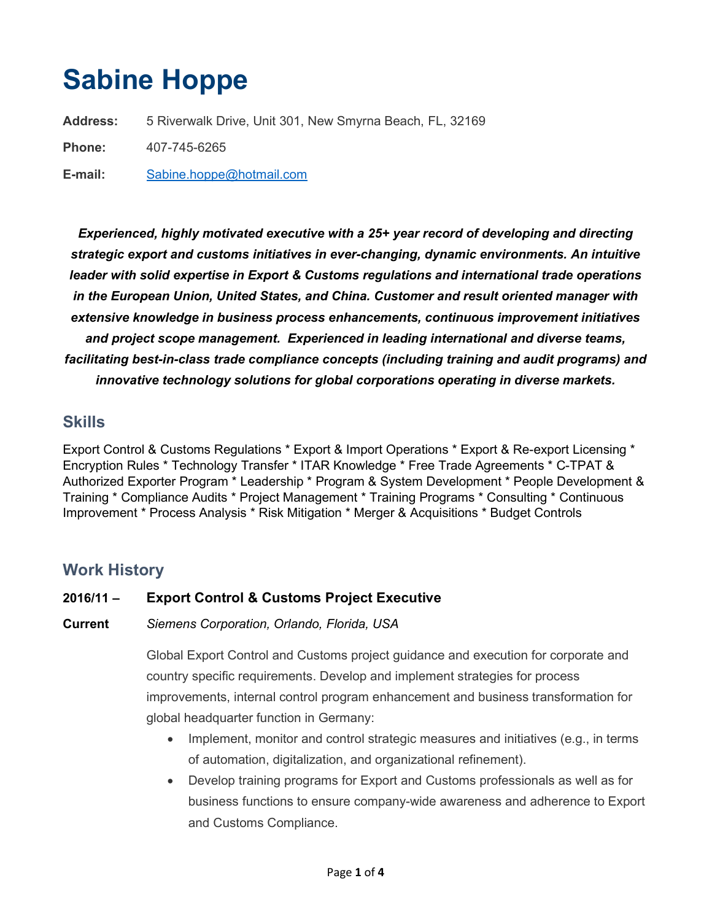# Sabine Hoppe

**Address:** 5 Riverwalk Drive, Unit 301, New Smyrna Beach, FL, 32169

**Phone:** 407-745-6265

**E-mail:** [Sabine.hoppe@hotmail.com](mailto:Sabine.hoppe@hotmail.com)

***Experienced, highly motivated executive with a 25+ year record of developing and directing strategic export and customs initiatives in ever-changing, dynamic environments. An intuitive leader with solid expertise in Export & Customs regulations and international trade operations in the European Union, United States, and China. Customer and result oriented manager with extensive knowledge in business process enhancements, continuous improvement initiatives and project scope management. Experienced in leading international and diverse teams, facilitating best-in-class trade compliance concepts (including training and audit programs) and innovative technology solutions for global corporations operating in diverse markets.***

## Skills

Export Control & Customs Regulations * Export & Import Operations * Export & Re-export Licensing * Encryption Rules * Technology Transfer * ITAR Knowledge * Free Trade Agreements * C-TPAT & Authorized Exporter Program * Leadership * Program & System Development * People Development & Training * Compliance Audits * Project Management * Training Programs * Consulting * Continuous Improvement * Process Analysis * Risk Mitigation * Merger & Acquisitions * Budget Controls

## Work History

**2016/11 – Current**

**Export Control & Customs Project Executive**

*Siemens Corporation, Orlando, Florida, USA*

Global Export Control and Customs project guidance and execution for corporate and country specific requirements. Develop and implement strategies for process improvements, internal control program enhancement and business transformation for global headquarter function in Germany:

- Implement, monitor and control strategic measures and initiatives (e.g., in terms of automation, digitalization, and organizational refinement).
- Develop training programs for Export and Customs professionals as well as for business functions to ensure company-wide awareness and adherence to Export and Customs Compliance.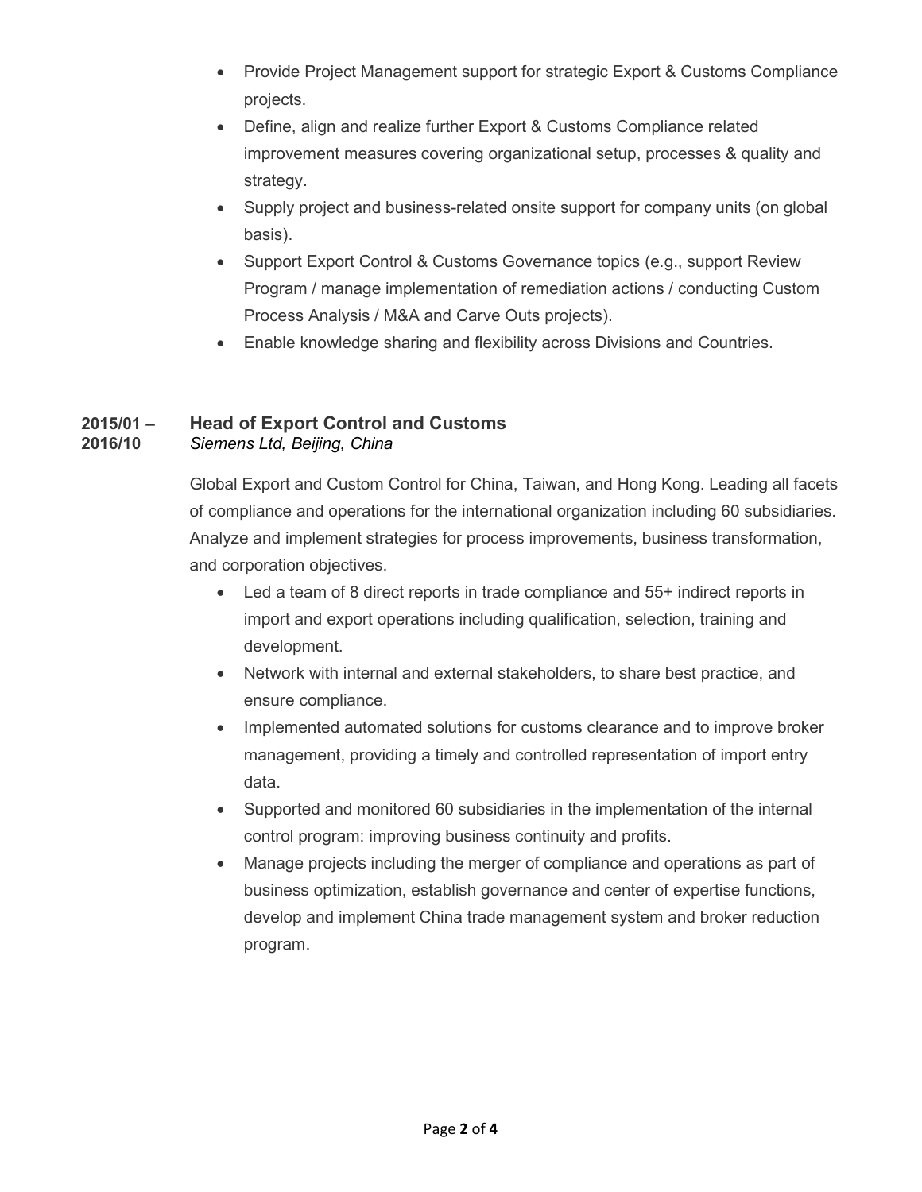- Provide Project Management support for strategic Export & Customs Compliance projects.
- Define, align and realize further Export & Customs Compliance related improvement measures covering organizational setup, processes & quality and strategy.
- Supply project and business-related onsite support for company units (on global basis).
- Support Export Control & Customs Governance topics (e.g., support Review Program / manage implementation of remediation actions / conducting Custom Process Analysis / M&A and Carve Outs projects).
- Enable knowledge sharing and flexibility across Divisions and Countries.

**2015/01 – 2016/10** **Head of Export Control and Customs**
*Siemens Ltd, Beijing, China*

Global Export and Custom Control for China, Taiwan, and Hong Kong. Leading all facets of compliance and operations for the international organization including 60 subsidiaries. Analyze and implement strategies for process improvements, business transformation, and corporation objectives.

- Led a team of 8 direct reports in trade compliance and 55+ indirect reports in import and export operations including qualification, selection, training and development.
- Network with internal and external stakeholders, to share best practice, and ensure compliance.
- Implemented automated solutions for customs clearance and to improve broker management, providing a timely and controlled representation of import entry data.
- Supported and monitored 60 subsidiaries in the implementation of the internal control program: improving business continuity and profits.
- Manage projects including the merger of compliance and operations as part of business optimization, establish governance and center of expertise functions, develop and implement China trade management system and broker reduction program.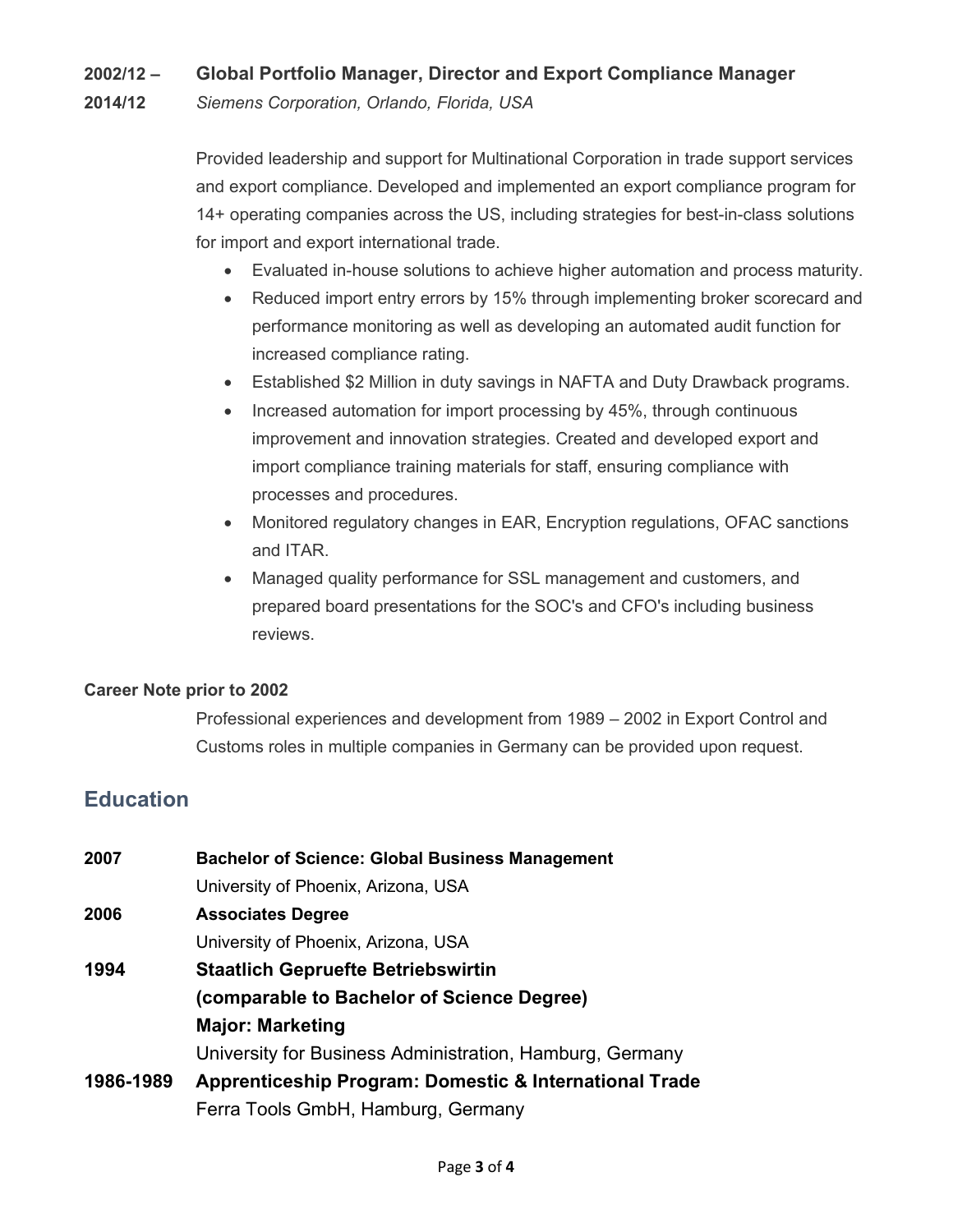**2002/12 – 2014/12** **Global Portfolio Manager, Director and Export Compliance Manager**
*Siemens Corporation, Orlando, Florida, USA*

Provided leadership and support for Multinational Corporation in trade support services and export compliance. Developed and implemented an export compliance program for 14+ operating companies across the US, including strategies for best-in-class solutions for import and export international trade.

- Evaluated in-house solutions to achieve higher automation and process maturity.
- Reduced import entry errors by 15% through implementing broker scorecard and performance monitoring as well as developing an automated audit function for increased compliance rating.
- Established $2 Million in duty savings in NAFTA and Duty Drawback programs.
- Increased automation for import processing by 45%, through continuous improvement and innovation strategies. Created and developed export and import compliance training materials for staff, ensuring compliance with processes and procedures.
- Monitored regulatory changes in EAR, Encryption regulations, OFAC sanctions and ITAR.
- Managed quality performance for SSL management and customers, and prepared board presentations for the SOC's and CFO's including business reviews.

**Career Note prior to 2002**

Professional experiences and development from 1989 – 2002 in Export Control and Customs roles in multiple companies in Germany can be provided upon request.

## Education

**2007** **Bachelor of Science: Global Business Management**
University of Phoenix, Arizona, USA

**2006** **Associates Degree**
University of Phoenix, Arizona, USA

**1994** **Staatlich Gepruefte Betriebswirtin**
**(comparable to Bachelor of Science Degree)**
**Major: Marketing**
University for Business Administration, Hamburg, Germany

**1986-1989** **Apprenticeship Program: Domestic & International Trade**
Ferra Tools GmbH, Hamburg, Germany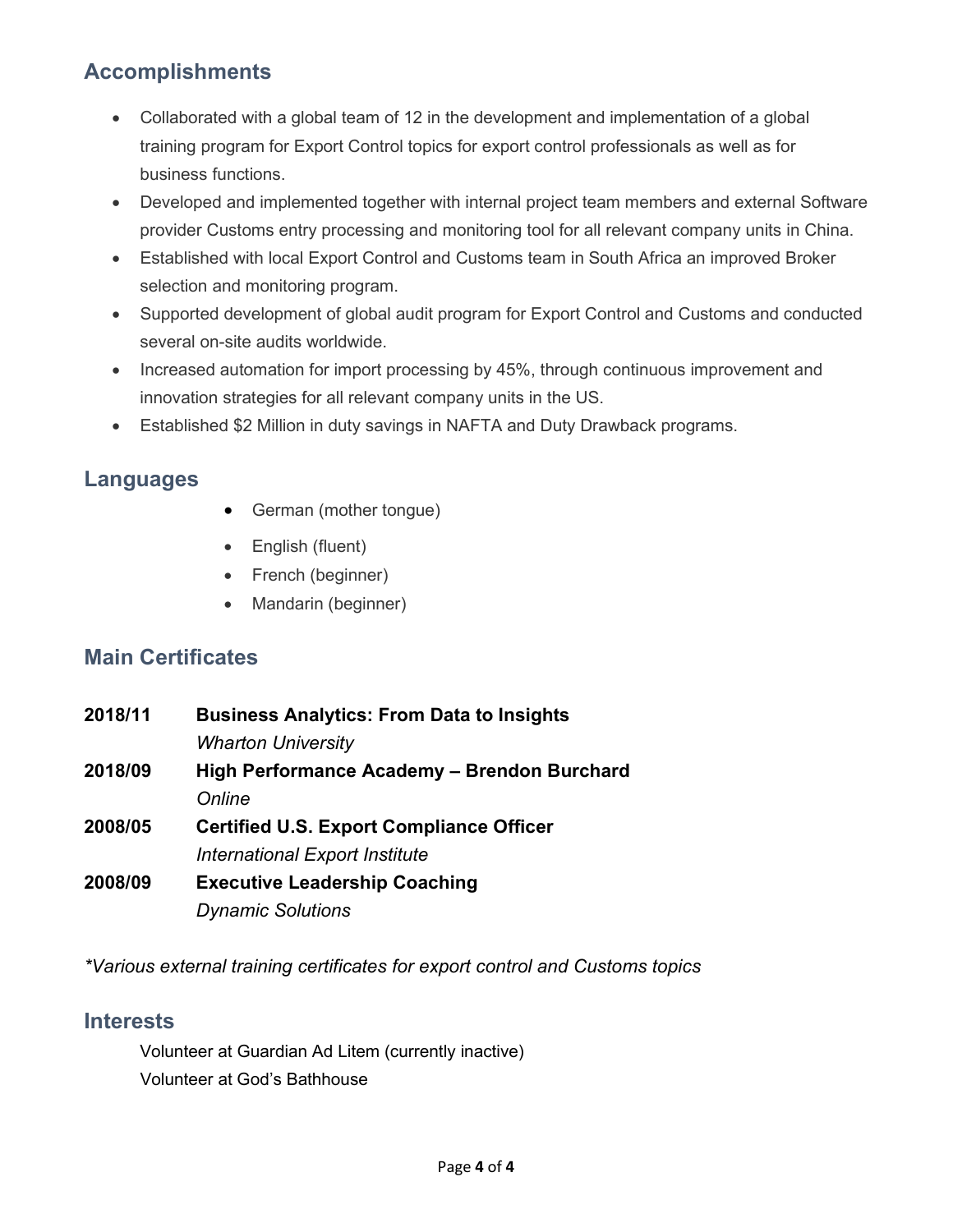## Accomplishments

- Collaborated with a global team of 12 in the development and implementation of a global training program for Export Control topics for export control professionals as well as for business functions.
- Developed and implemented together with internal project team members and external Software provider Customs entry processing and monitoring tool for all relevant company units in China.
- Established with local Export Control and Customs team in South Africa an improved Broker selection and monitoring program.
- Supported development of global audit program for Export Control and Customs and conducted several on-site audits worldwide.
- Increased automation for import processing by 45%, through continuous improvement and innovation strategies for all relevant company units in the US.
- Established $2 Million in duty savings in NAFTA and Duty Drawback programs.

## Languages

- German (mother tongue)
- English (fluent)
- French (beginner)
- Mandarin (beginner)

## Main Certificates

**2018/11** **Business Analytics: From Data to Insights**
*Wharton University*

**2018/09** **High Performance Academy – Brendon Burchard**
*Online*

**2008/05** **Certified U.S. Export Compliance Officer**
*International Export Institute*

**2008/09** **Executive Leadership Coaching**
*Dynamic Solutions*

**Various external training certificates for export control and Customs topics*

## Interests

Volunteer at Guardian Ad Litem (currently inactive)
Volunteer at God's Bathhouse